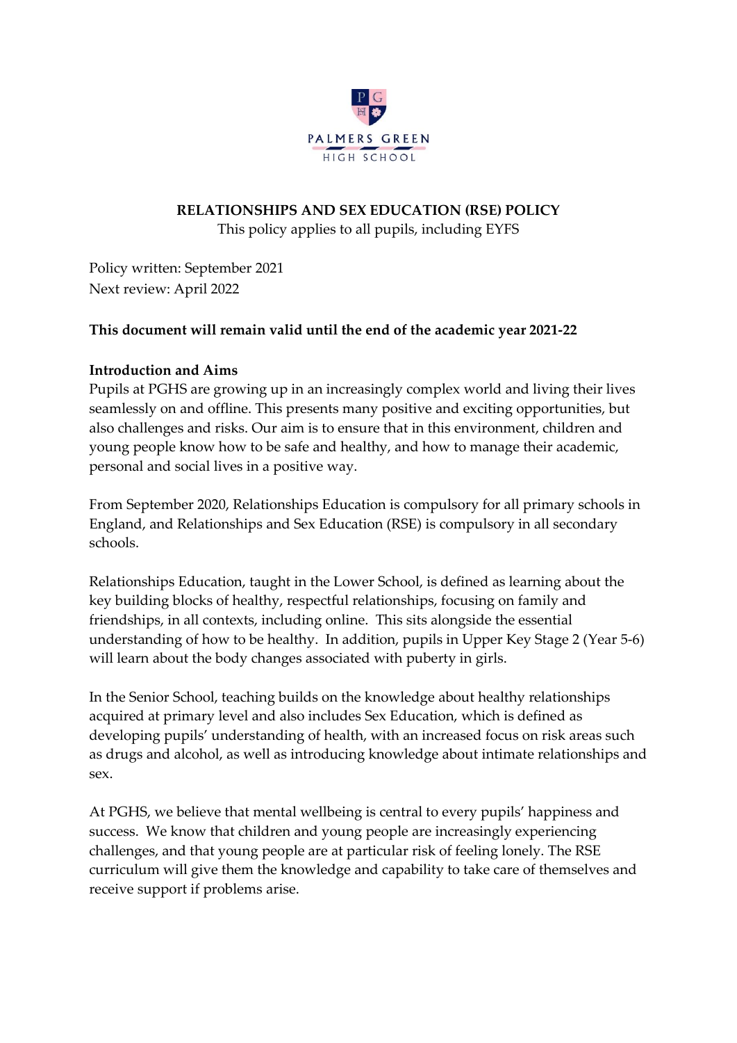PALMERS GREEN

HIGH SCHOOL

# RELATIONSHIPS AND SEX EDUCATION (RSE) POLICY

This policy applies to all pupils, including EYFS

Policy written: September 2021
Next review: April 2022

**This document will remain valid until the end of the academic year 2021-22**

**Introduction and Aims**

Pupils at PGHS are growing up in an increasingly complex world and living their lives seamlessly on and offline. This presents many positive and exciting opportunities, but also challenges and risks. Our aim is to ensure that in this environment, children and young people know how to be safe and healthy, and how to manage their academic, personal and social lives in a positive way.

From September 2020, Relationships Education is compulsory for all primary schools in England, and Relationships and Sex Education (RSE) is compulsory in all secondary schools.

Relationships Education, taught in the Lower School, is defined as learning about the key building blocks of healthy, respectful relationships, focusing on family and friendships, in all contexts, including online. This sits alongside the essential understanding of how to be healthy. In addition, pupils in Upper Key Stage 2 (Year 5-6) will learn about the body changes associated with puberty in girls.

In the Senior School, teaching builds on the knowledge about healthy relationships acquired at primary level and also includes Sex Education, which is defined as developing pupils' understanding of health, with an increased focus on risk areas such as drugs and alcohol, as well as introducing knowledge about intimate relationships and sex.

At PGHS, we believe that mental wellbeing is central to every pupils' happiness and success. We know that children and young people are increasingly experiencing challenges, and that young people are at particular risk of feeling lonely. The RSE curriculum will give them the knowledge and capability to take care of themselves and receive support if problems arise.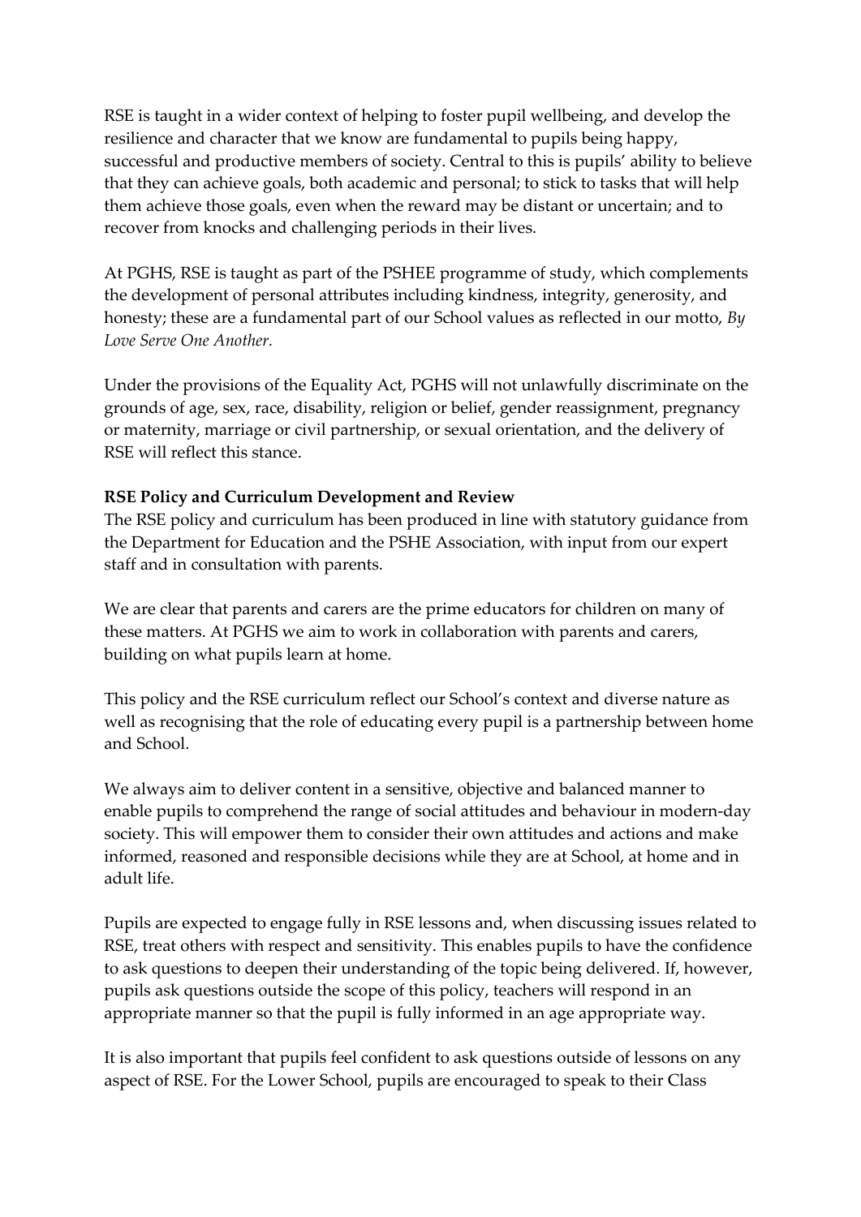RSE is taught in a wider context of helping to foster pupil wellbeing, and develop the resilience and character that we know are fundamental to pupils being happy, successful and productive members of society. Central to this is pupils' ability to believe that they can achieve goals, both academic and personal; to stick to tasks that will help them achieve those goals, even when the reward may be distant or uncertain; and to recover from knocks and challenging periods in their lives.

At PGHS, RSE is taught as part of the PSHEE programme of study, which complements the development of personal attributes including kindness, integrity, generosity, and honesty; these are a fundamental part of our School values as reflected in our motto, *By Love Serve One Another.*

Under the provisions of the Equality Act, PGHS will not unlawfully discriminate on the grounds of age, sex, race, disability, religion or belief, gender reassignment, pregnancy or maternity, marriage or civil partnership, or sexual orientation, and the delivery of RSE will reflect this stance.

**RSE Policy and Curriculum Development and Review**

The RSE policy and curriculum has been produced in line with statutory guidance from the Department for Education and the PSHE Association, with input from our expert staff and in consultation with parents.

We are clear that parents and carers are the prime educators for children on many of these matters. At PGHS we aim to work in collaboration with parents and carers, building on what pupils learn at home.

This policy and the RSE curriculum reflect our School's context and diverse nature as well as recognising that the role of educating every pupil is a partnership between home and School.

We always aim to deliver content in a sensitive, objective and balanced manner to enable pupils to comprehend the range of social attitudes and behaviour in modern-day society. This will empower them to consider their own attitudes and actions and make informed, reasoned and responsible decisions while they are at School, at home and in adult life.

Pupils are expected to engage fully in RSE lessons and, when discussing issues related to RSE, treat others with respect and sensitivity. This enables pupils to have the confidence to ask questions to deepen their understanding of the topic being delivered. If, however, pupils ask questions outside the scope of this policy, teachers will respond in an appropriate manner so that the pupil is fully informed in an age appropriate way.

It is also important that pupils feel confident to ask questions outside of lessons on any aspect of RSE. For the Lower School, pupils are encouraged to speak to their Class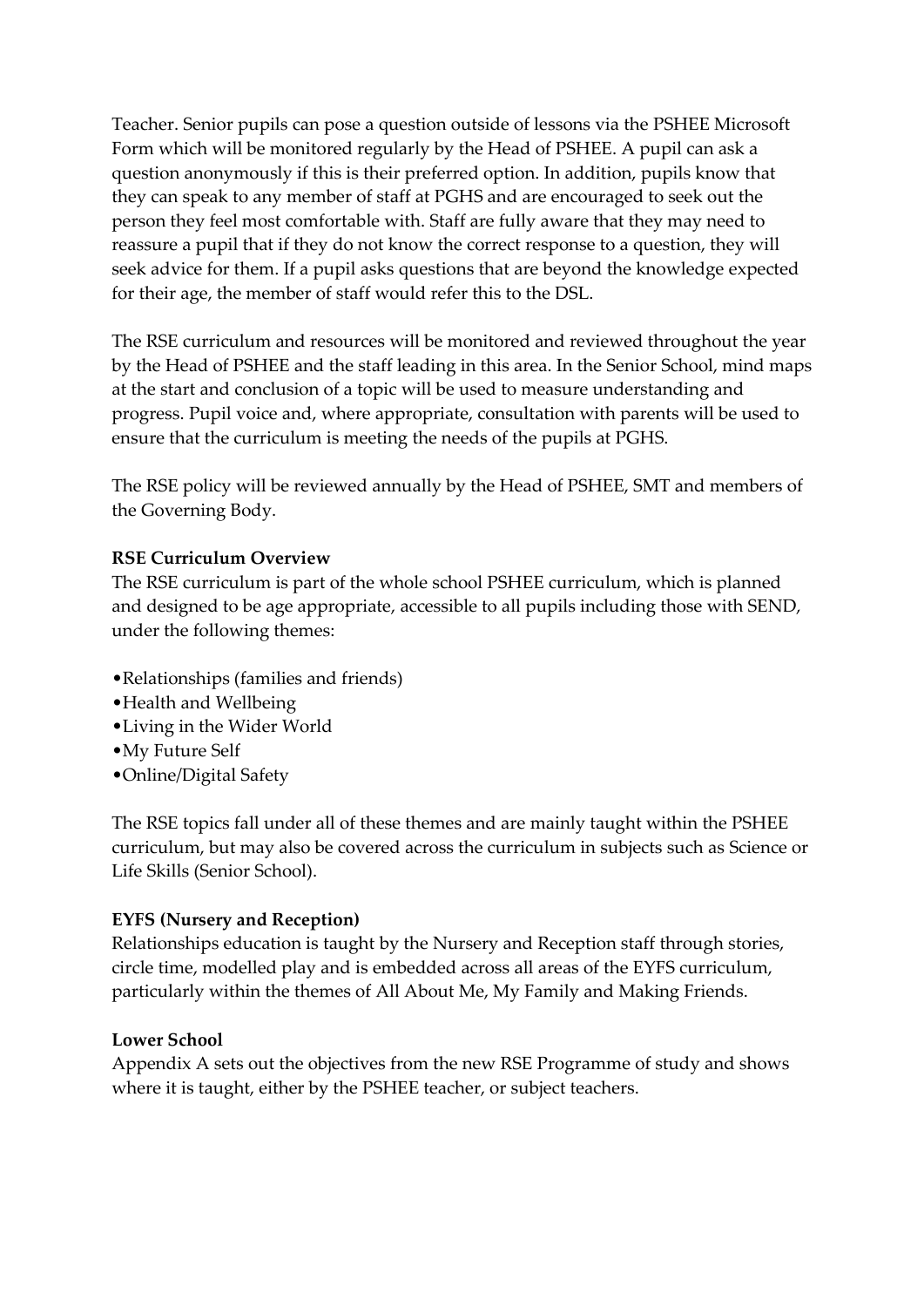Teacher. Senior pupils can pose a question outside of lessons via the PSHEE Microsoft Form which will be monitored regularly by the Head of PSHEE. A pupil can ask a question anonymously if this is their preferred option. In addition, pupils know that they can speak to any member of staff at PGHS and are encouraged to seek out the person they feel most comfortable with. Staff are fully aware that they may need to reassure a pupil that if they do not know the correct response to a question, they will seek advice for them. If a pupil asks questions that are beyond the knowledge expected for their age, the member of staff would refer this to the DSL.

The RSE curriculum and resources will be monitored and reviewed throughout the year by the Head of PSHEE and the staff leading in this area. In the Senior School, mind maps at the start and conclusion of a topic will be used to measure understanding and progress. Pupil voice and, where appropriate, consultation with parents will be used to ensure that the curriculum is meeting the needs of the pupils at PGHS.

The RSE policy will be reviewed annually by the Head of PSHEE, SMT and members of the Governing Body.

**RSE Curriculum Overview**

The RSE curriculum is part of the whole school PSHEE curriculum, which is planned and designed to be age appropriate, accessible to all pupils including those with SEND, under the following themes:

- Relationships (families and friends)
- Health and Wellbeing
- Living in the Wider World
- My Future Self
- Online/Digital Safety

The RSE topics fall under all of these themes and are mainly taught within the PSHEE curriculum, but may also be covered across the curriculum in subjects such as Science or Life Skills (Senior School).

**EYFS (Nursery and Reception)**

Relationships education is taught by the Nursery and Reception staff through stories, circle time, modelled play and is embedded across all areas of the EYFS curriculum, particularly within the themes of All About Me, My Family and Making Friends.

**Lower School**

Appendix A sets out the objectives from the new RSE Programme of study and shows where it is taught, either by the PSHEE teacher, or subject teachers.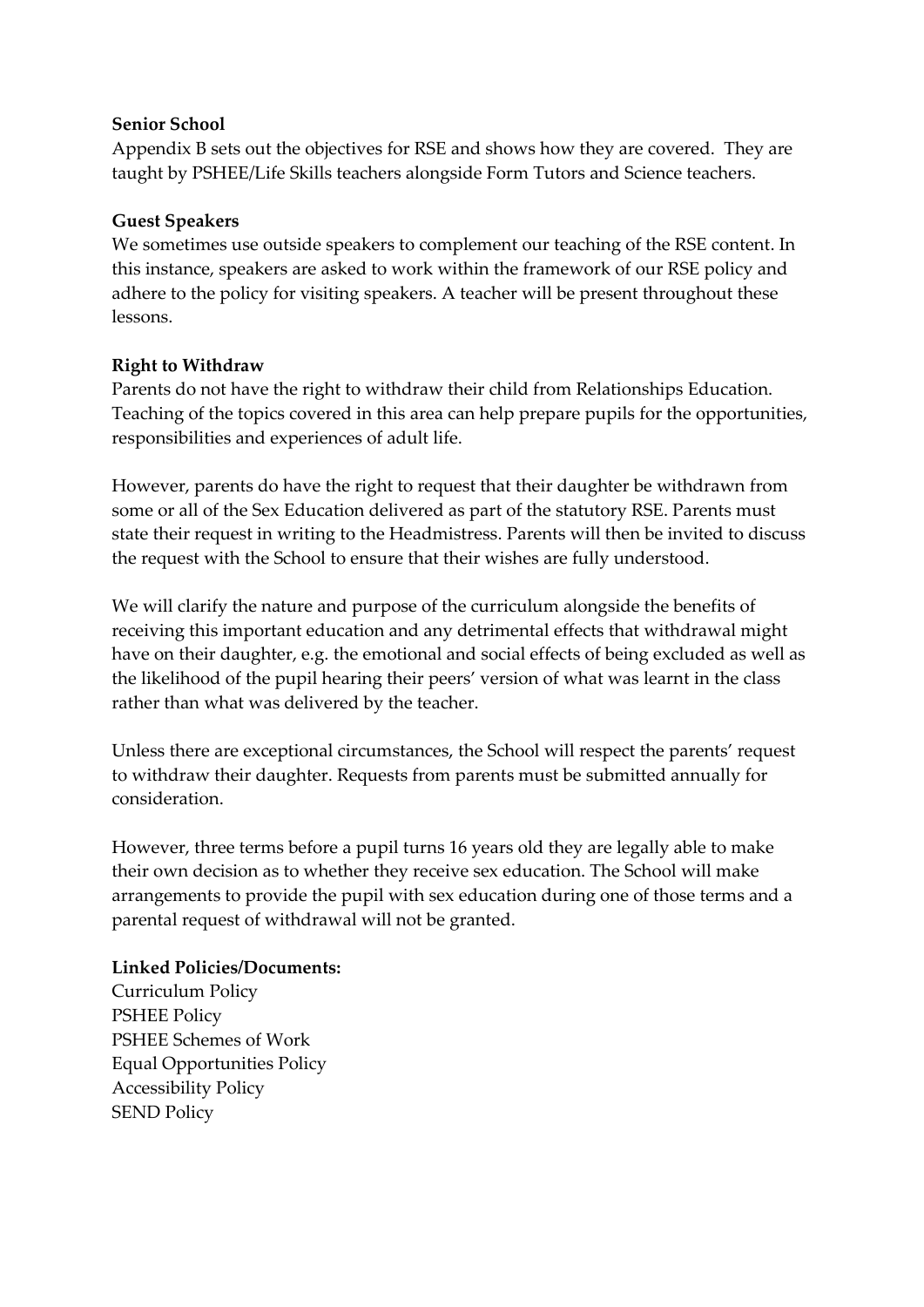**Senior School**

Appendix B sets out the objectives for RSE and shows how they are covered. They are taught by PSHEE/Life Skills teachers alongside Form Tutors and Science teachers.

**Guest Speakers**

We sometimes use outside speakers to complement our teaching of the RSE content. In this instance, speakers are asked to work within the framework of our RSE policy and adhere to the policy for visiting speakers. A teacher will be present throughout these lessons.

**Right to Withdraw**

Parents do not have the right to withdraw their child from Relationships Education. Teaching of the topics covered in this area can help prepare pupils for the opportunities, responsibilities and experiences of adult life.

However, parents do have the right to request that their daughter be withdrawn from some or all of the Sex Education delivered as part of the statutory RSE. Parents must state their request in writing to the Headmistress. Parents will then be invited to discuss the request with the School to ensure that their wishes are fully understood.

We will clarify the nature and purpose of the curriculum alongside the benefits of receiving this important education and any detrimental effects that withdrawal might have on their daughter, e.g. the emotional and social effects of being excluded as well as the likelihood of the pupil hearing their peers' version of what was learnt in the class rather than what was delivered by the teacher.

Unless there are exceptional circumstances, the School will respect the parents' request to withdraw their daughter. Requests from parents must be submitted annually for consideration.

However, three terms before a pupil turns 16 years old they are legally able to make their own decision as to whether they receive sex education. The School will make arrangements to provide the pupil with sex education during one of those terms and a parental request of withdrawal will not be granted.

**Linked Policies/Documents:**

Curriculum Policy
PSHEE Policy
PSHEE Schemes of Work
Equal Opportunities Policy
Accessibility Policy
SEND Policy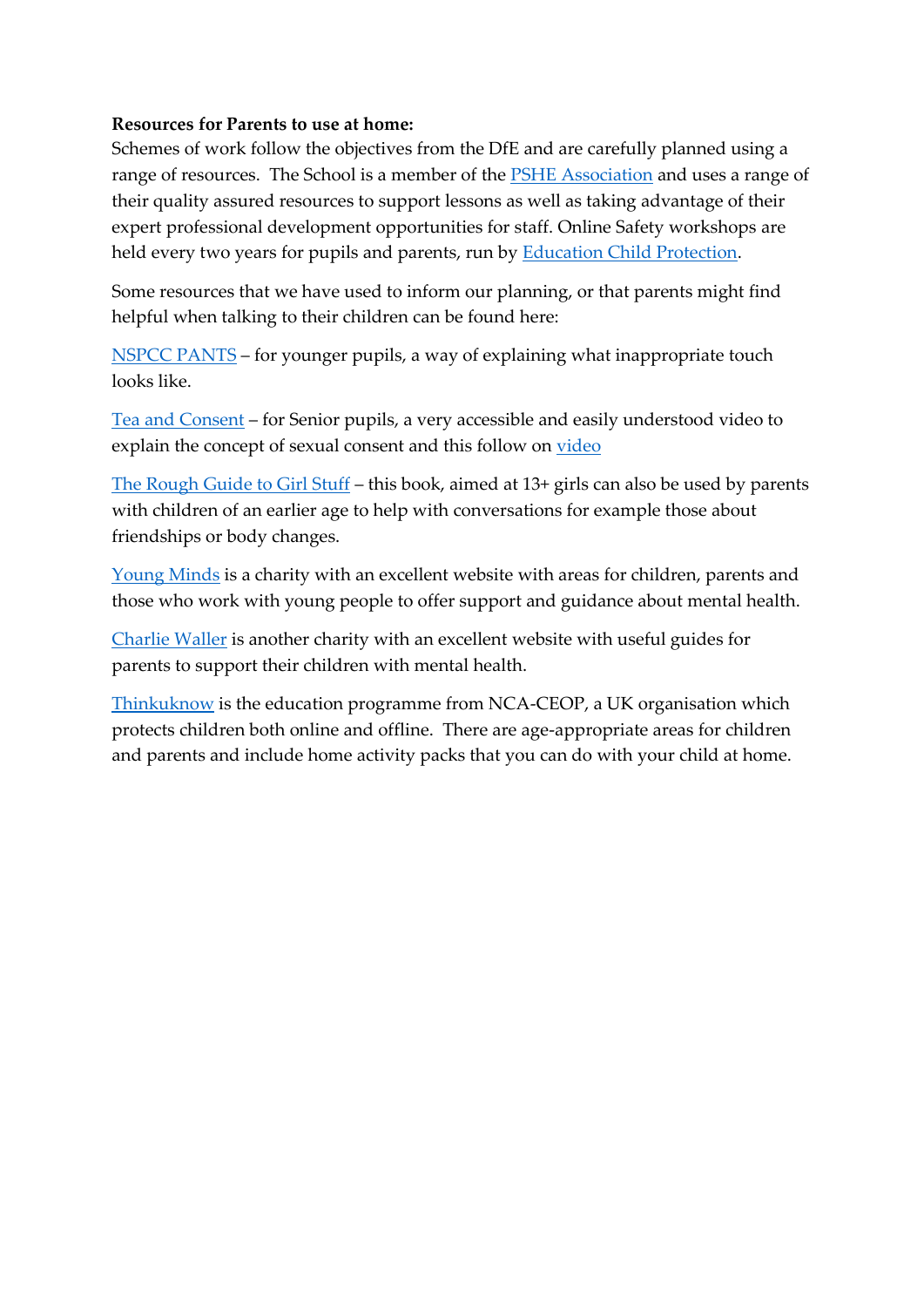**Resources for Parents to use at home:**

Schemes of work follow the objectives from the DfE and are carefully planned using a range of resources. The School is a member of the PSHE Association and uses a range of their quality assured resources to support lessons as well as taking advantage of their expert professional development opportunities for staff. Online Safety workshops are held every two years for pupils and parents, run by Education Child Protection.

Some resources that we have used to inform our planning, or that parents might find helpful when talking to their children can be found here:

NSPCC PANTS – for younger pupils, a way of explaining what inappropriate touch looks like.

Tea and Consent – for Senior pupils, a very accessible and easily understood video to explain the concept of sexual consent and this follow on video

The Rough Guide to Girl Stuff – this book, aimed at 13+ girls can also be used by parents with children of an earlier age to help with conversations for example those about friendships or body changes.

Young Minds is a charity with an excellent website with areas for children, parents and those who work with young people to offer support and guidance about mental health.

Charlie Waller is another charity with an excellent website with useful guides for parents to support their children with mental health.

Thinkuknow is the education programme from NCA-CEOP, a UK organisation which protects children both online and offline. There are age-appropriate areas for children and parents and include home activity packs that you can do with your child at home.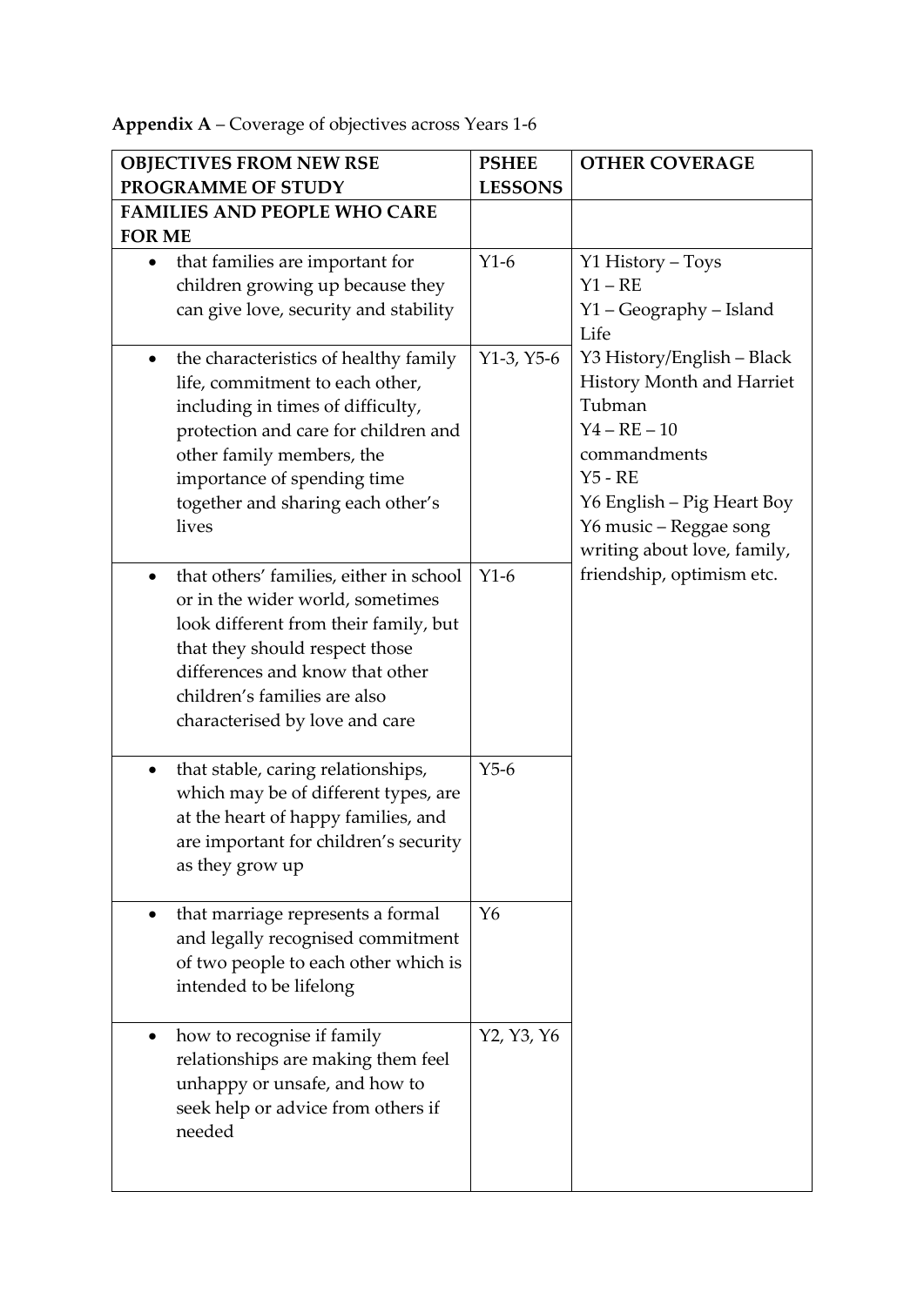**Appendix A** – Coverage of objectives across Years 1-6

| OBJECTIVES FROM NEW RSE PROGRAMME OF STUDY | PSHEE LESSONS | OTHER COVERAGE |
| --- | --- | --- |
| **FAMILIES AND PEOPLE WHO CARE FOR ME** | | |
| • that families are important for children growing up because they can give love, security and stability | Y1-6 | Y1 History – Toys<br>Y1 – RE<br>Y1 – Geography – Island Life<br>Y3 History/English – Black History Month and Harriet Tubman<br>Y4 – RE – 10 commandments<br>Y5 - RE<br>Y6 English – Pig Heart Boy<br>Y6 music – Reggae song writing about love, family, friendship, optimism etc. |
| • the characteristics of healthy family life, commitment to each other, including in times of difficulty, protection and care for children and other family members, the importance of spending time together and sharing each other's lives | Y1-3, Y5-6 | |
| • that others' families, either in school or in the wider world, sometimes look different from their family, but that they should respect those differences and know that other children's families are also characterised by love and care | Y1-6 | |
| • that stable, caring relationships, which may be of different types, are at the heart of happy families, and are important for children's security as they grow up | Y5-6 | |
| • that marriage represents a formal and legally recognised commitment of two people to each other which is intended to be lifelong | Y6 | |
| • how to recognise if family relationships are making them feel unhappy or unsafe, and how to seek help or advice from others if needed | Y2, Y3, Y6 | |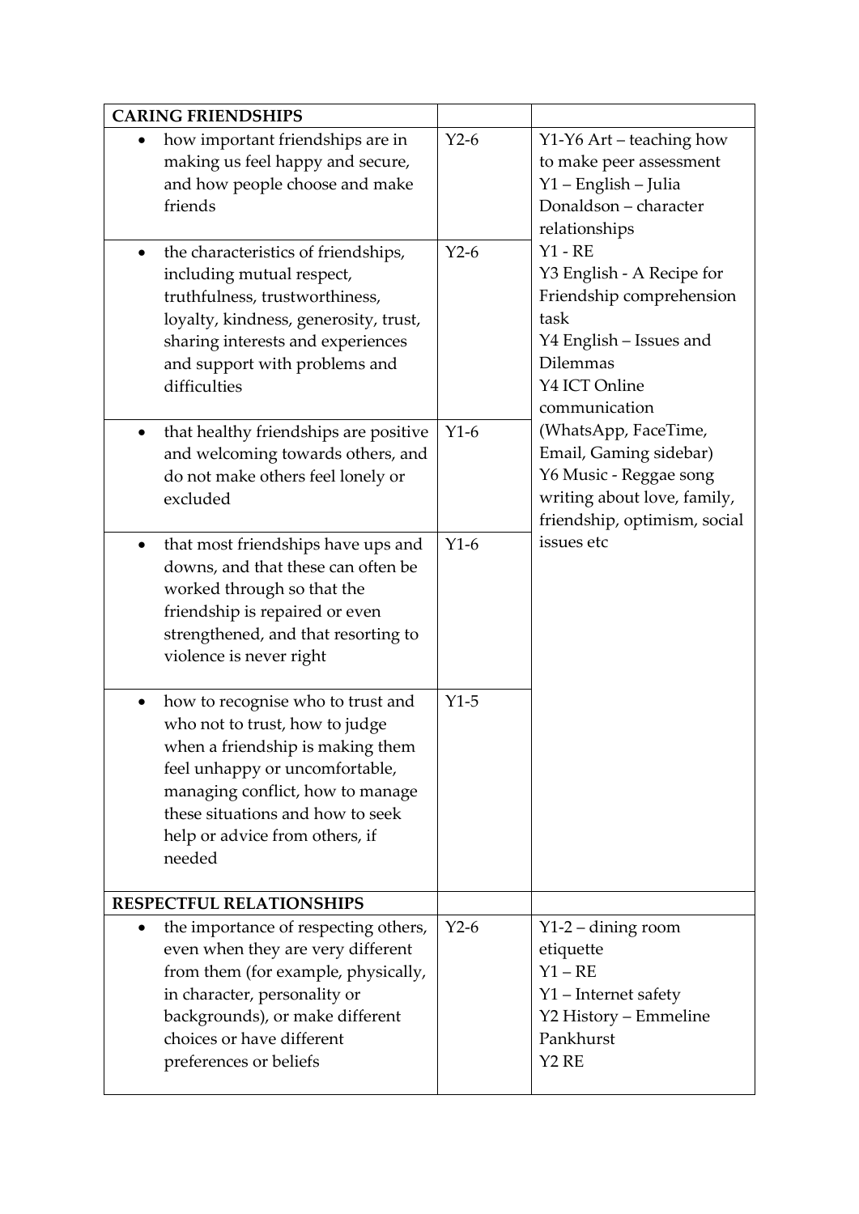| CARING FRIENDSHIPS | | |
|---|---|---|
| • how important friendships are in making us feel happy and secure, and how people choose and make friends | Y2-6 | Y1-Y6 Art – teaching how to make peer assessment<br>Y1 – English – Julia Donaldson – character relationships<br>Y1 - RE<br>Y3 English - A Recipe for Friendship comprehension task<br>Y4 English – Issues and Dilemmas<br>Y4 ICT Online communication (WhatsApp, FaceTime, Email, Gaming sidebar)<br>Y6 Music - Reggae song writing about love, family, friendship, optimism, social issues etc |
| • the characteristics of friendships, including mutual respect, truthfulness, trustworthiness, loyalty, kindness, generosity, trust, sharing interests and experiences and support with problems and difficulties | Y2-6 | |
| • that healthy friendships are positive and welcoming towards others, and do not make others feel lonely or excluded | Y1-6 | |
| • that most friendships have ups and downs, and that these can often be worked through so that the friendship is repaired or even strengthened, and that resorting to violence is never right | Y1-6 | |
| • how to recognise who to trust and who not to trust, how to judge when a friendship is making them feel unhappy or uncomfortable, managing conflict, how to manage these situations and how to seek help or advice from others, if needed | Y1-5 | |
| **RESPECTFUL RELATIONSHIPS** | | |
| • the importance of respecting others, even when they are very different from them (for example, physically, in character, personality or backgrounds), or make different choices or have different preferences or beliefs | Y2-6 | Y1-2 – dining room etiquette<br>Y1 – RE<br>Y1 – Internet safety<br>Y2 History – Emmeline Pankhurst<br>Y2 RE |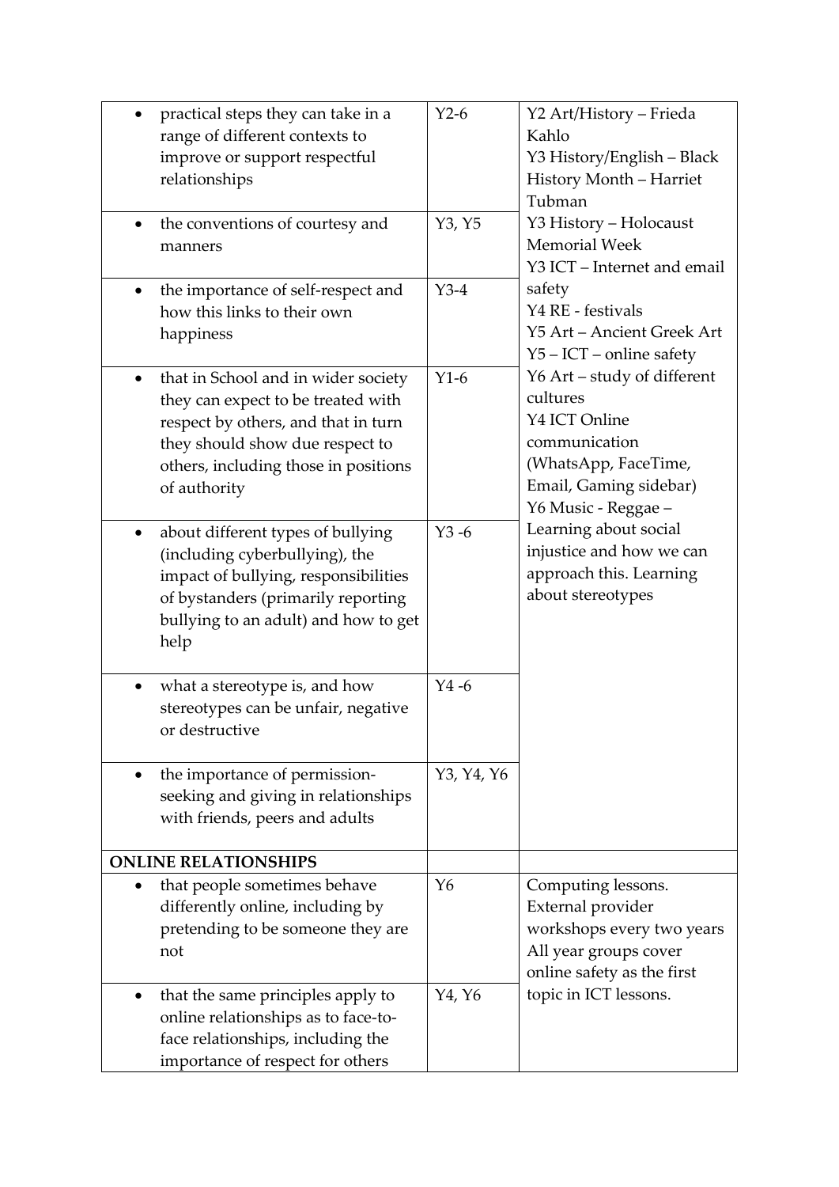| | | |
|---|---|---|
| • practical steps they can take in a range of different contexts to improve or support respectful relationships | Y2-6 | Y2 Art/History – Frieda Kahlo<br>Y3 History/English – Black History Month – Harriet Tubman<br>Y3 History – Holocaust Memorial Week<br>Y3 ICT – Internet and email safety<br>Y4 RE - festivals<br>Y5 Art – Ancient Greek Art<br>Y5 – ICT – online safety<br>Y6 Art – study of different cultures<br>Y4 ICT Online communication (WhatsApp, FaceTime, Email, Gaming sidebar)<br>Y6 Music - Reggae – Learning about social injustice and how we can approach this. Learning about stereotypes |
| • the conventions of courtesy and manners | Y3, Y5 | |
| • the importance of self-respect and how this links to their own happiness | Y3-4 | |
| • that in School and in wider society they can expect to be treated with respect by others, and that in turn they should show due respect to others, including those in positions of authority | Y1-6 | |
| • about different types of bullying (including cyberbullying), the impact of bullying, responsibilities of bystanders (primarily reporting bullying to an adult) and how to get help | Y3 -6 | |
| • what a stereotype is, and how stereotypes can be unfair, negative or destructive | Y4 -6 | |
| • the importance of permission-seeking and giving in relationships with friends, peers and adults | Y3, Y4, Y6 | |
| **ONLINE RELATIONSHIPS** | | |
| • that people sometimes behave differently online, including by pretending to be someone they are not | Y6 | Computing lessons.<br>External provider workshops every two years<br>All year groups cover online safety as the first topic in ICT lessons. |
| • that the same principles apply to online relationships as to face-to-face relationships, including the importance of respect for others | Y4, Y6 | |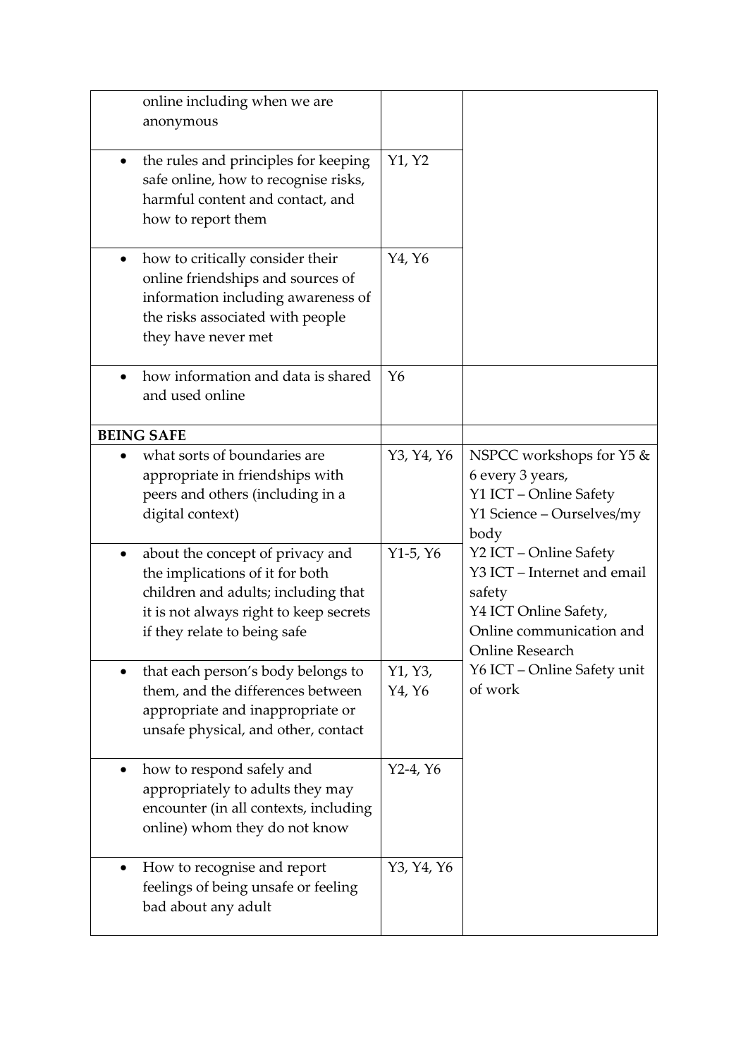| | | |
|---|---|---|
| online including when we are anonymous | | |
| • the rules and principles for keeping safe online, how to recognise risks, harmful content and contact, and how to report them | Y1, Y2 | |
| • how to critically consider their online friendships and sources of information including awareness of the risks associated with people they have never met | Y4, Y6 | |
| • how information and data is shared and used online | Y6 | |
| **BEING SAFE** | | |
| • what sorts of boundaries are appropriate in friendships with peers and others (including in a digital context) | Y3, Y4, Y6 | NSPCC workshops for Y5 & 6 every 3 years, Y1 ICT – Online Safety Y1 Science – Ourselves/my body Y2 ICT – Online Safety Y3 ICT – Internet and email safety Y4 ICT Online Safety, Online communication and Online Research Y6 ICT – Online Safety unit of work |
| • about the concept of privacy and the implications of it for both children and adults; including that it is not always right to keep secrets if they relate to being safe | Y1-5, Y6 | |
| • that each person's body belongs to them, and the differences between appropriate and inappropriate or unsafe physical, and other, contact | Y1, Y3, Y4, Y6 | |
| • how to respond safely and appropriately to adults they may encounter (in all contexts, including online) whom they do not know | Y2-4, Y6 | |
| • How to recognise and report feelings of being unsafe or feeling bad about any adult | Y3, Y4, Y6 | |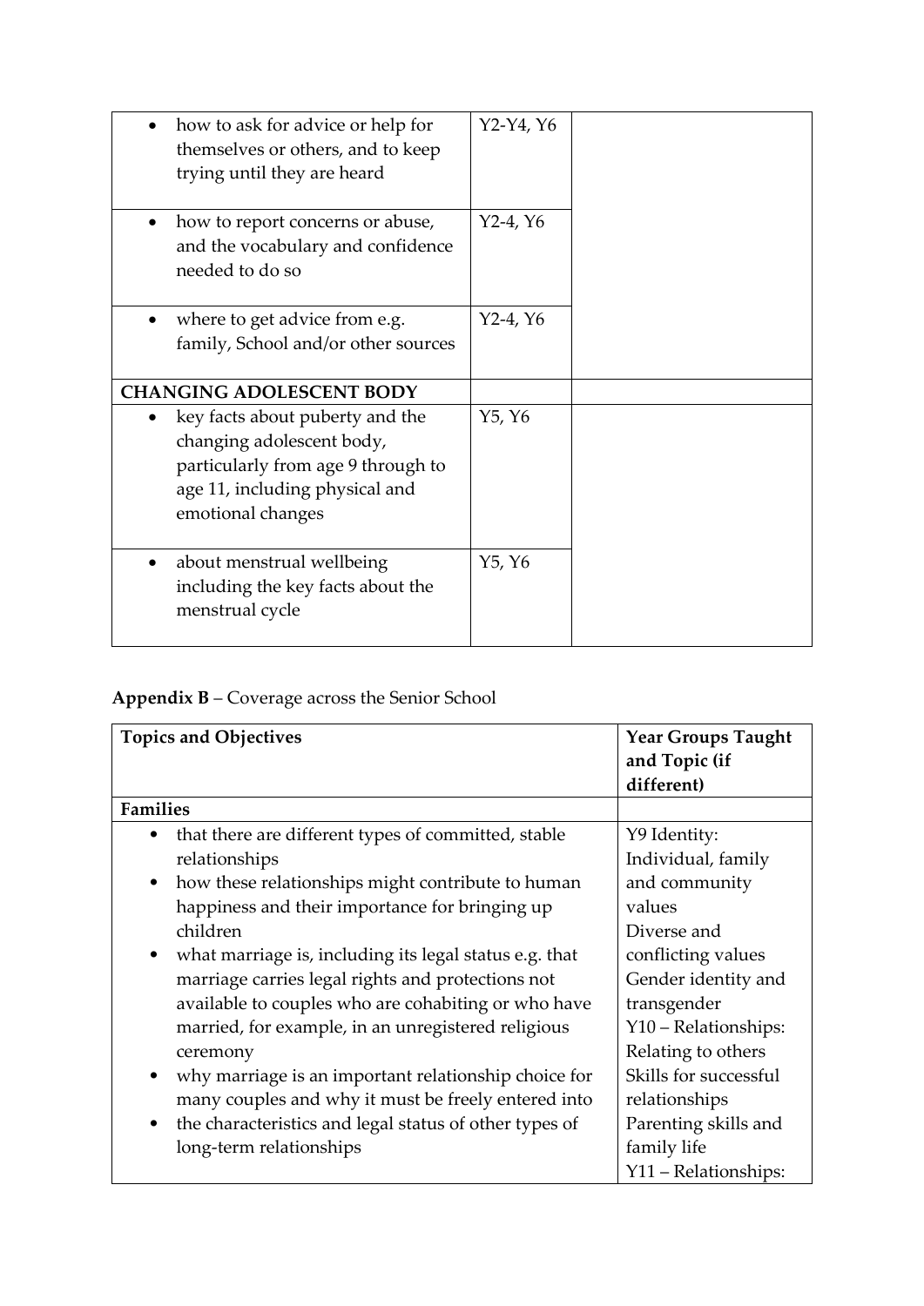| | | |
|---|---|---|
| • how to ask for advice or help for themselves or others, and to keep trying until they are heard | Y2-Y4, Y6 | |
| • how to report concerns or abuse, and the vocabulary and confidence needed to do so | Y2-4, Y6 | |
| • where to get advice from e.g. family, School and/or other sources | Y2-4, Y6 | |
| **CHANGING ADOLESCENT BODY** | | |
| • key facts about puberty and the changing adolescent body, particularly from age 9 through to age 11, including physical and emotional changes | Y5, Y6 | |
| • about menstrual wellbeing including the key facts about the menstrual cycle | Y5, Y6 | |

**Appendix B** – Coverage across the Senior School

| Topics and Objectives | Year Groups Taught and Topic (if different) |
|---|---|
| **Families** | |
| • that there are different types of committed, stable relationships<br>• how these relationships might contribute to human happiness and their importance for bringing up children<br>• what marriage is, including its legal status e.g. that marriage carries legal rights and protections not available to couples who are cohabiting or who have married, for example, in an unregistered religious ceremony<br>• why marriage is an important relationship choice for many couples and why it must be freely entered into<br>• the characteristics and legal status of other types of long-term relationships | Y9 Identity:<br>Individual, family and community values<br>Diverse and conflicting values<br>Gender identity and transgender<br>Y10 – Relationships:<br>Relating to others<br>Skills for successful relationships<br>Parenting skills and family life<br>Y11 – Relationships: |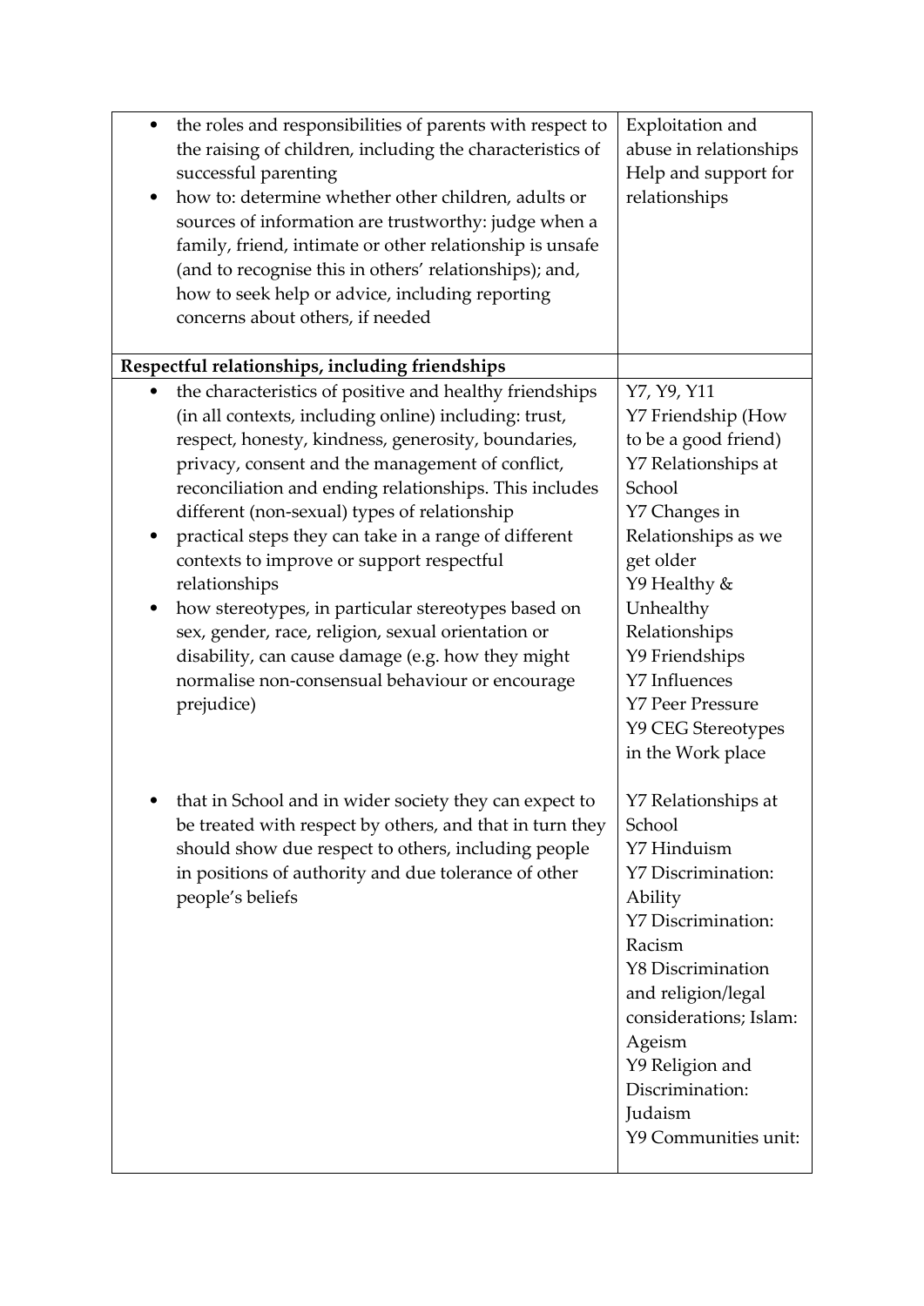| | |
|---|---|
| • the roles and responsibilities of parents with respect to the raising of children, including the characteristics of successful parenting<br>• how to: determine whether other children, adults or sources of information are trustworthy: judge when a family, friend, intimate or other relationship is unsafe (and to recognise this in others' relationships); and, how to seek help or advice, including reporting concerns about others, if needed | Exploitation and abuse in relationships<br>Help and support for relationships |
| **Respectful relationships, including friendships** | |
| • the characteristics of positive and healthy friendships (in all contexts, including online) including: trust, respect, honesty, kindness, generosity, boundaries, privacy, consent and the management of conflict, reconciliation and ending relationships. This includes different (non-sexual) types of relationship<br>• practical steps they can take in a range of different contexts to improve or support respectful relationships<br>• how stereotypes, in particular stereotypes based on sex, gender, race, religion, sexual orientation or disability, can cause damage (e.g. how they might normalise non-consensual behaviour or encourage prejudice) | Y7, Y9, Y11<br>Y7 Friendship (How to be a good friend)<br>Y7 Relationships at School<br>Y7 Changes in Relationships as we get older<br>Y9 Healthy & Unhealthy Relationships<br>Y9 Friendships<br>Y7 Influences<br>Y7 Peer Pressure<br>Y9 CEG Stereotypes in the Work place |
| • that in School and in wider society they can expect to be treated with respect by others, and that in turn they should show due respect to others, including people in positions of authority and due tolerance of other people's beliefs | Y7 Relationships at School<br>Y7 Hinduism<br>Y7 Discrimination: Ability<br>Y7 Discrimination: Racism<br>Y8 Discrimination and religion/legal considerations; Islam: Ageism<br>Y9 Religion and Discrimination: Judaism<br>Y9 Communities unit: |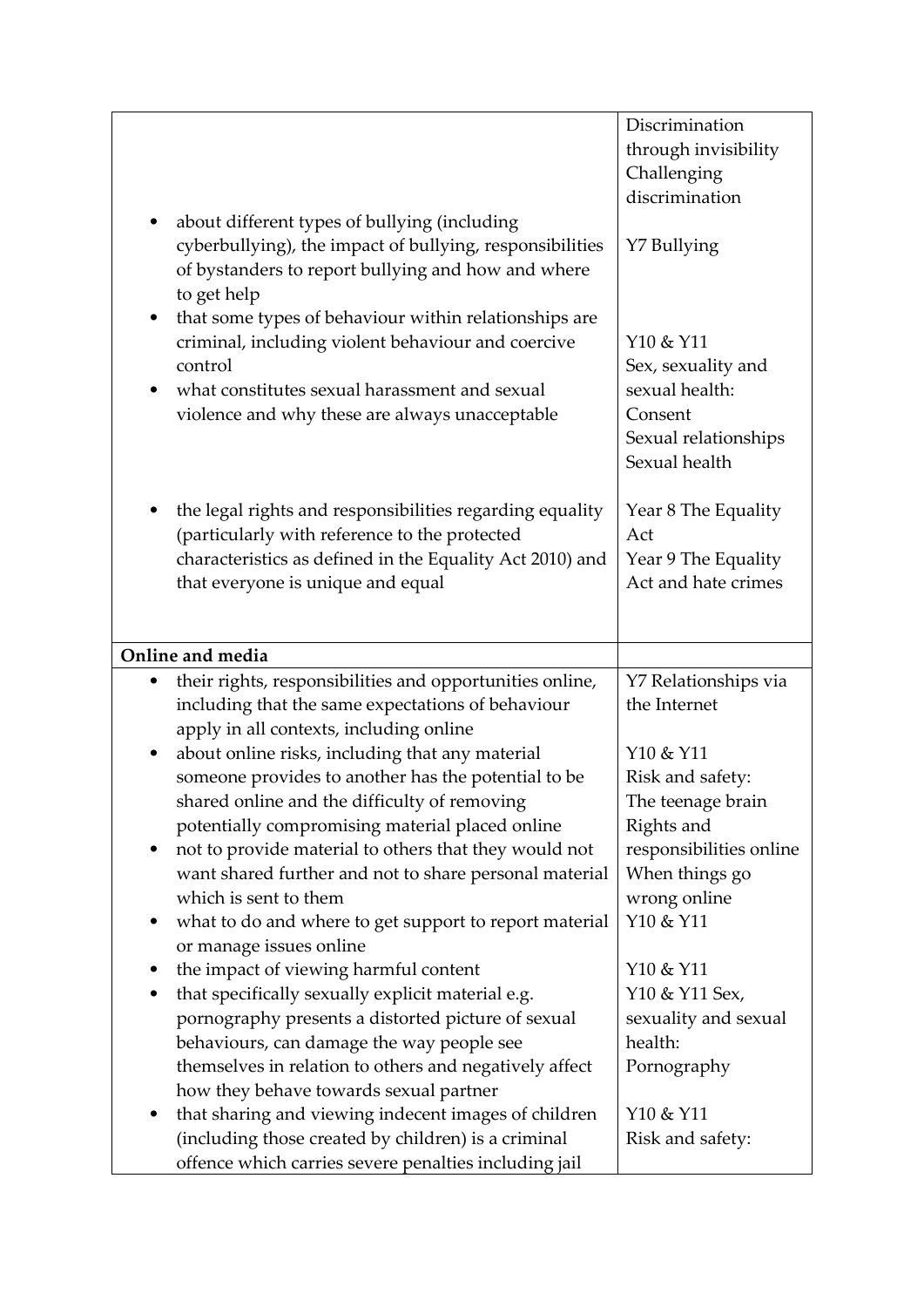| | |
|---|---|
| | Discrimination through invisibility<br>Challenging discrimination |
| • about different types of bullying (including cyberbullying), the impact of bullying, responsibilities of bystanders to report bullying and how and where to get help | Y7 Bullying |
| • that some types of behaviour within relationships are criminal, including violent behaviour and coercive control<br>• what constitutes sexual harassment and sexual violence and why these are always unacceptable | Y10 & Y11<br>Sex, sexuality and sexual health:<br>Consent<br>Sexual relationships<br>Sexual health |
| • the legal rights and responsibilities regarding equality (particularly with reference to the protected characteristics as defined in the Equality Act 2010) and that everyone is unique and equal | Year 8 The Equality Act<br>Year 9 The Equality Act and hate crimes |
| **Online and media** | |
| • their rights, responsibilities and opportunities online, including that the same expectations of behaviour apply in all contexts, including online | Y7 Relationships via the Internet |
| • about online risks, including that any material someone provides to another has the potential to be shared online and the difficulty of removing potentially compromising material placed online<br>• not to provide material to others that they would not want shared further and not to share personal material which is sent to them | Y10 & Y11<br>Risk and safety:<br>The teenage brain<br>Rights and responsibilities online<br>When things go wrong online |
| • what to do and where to get support to report material or manage issues online | Y10 & Y11 |
| • the impact of viewing harmful content | Y10 & Y11 |
| • that specifically sexually explicit material e.g. pornography presents a distorted picture of sexual behaviours, can damage the way people see themselves in relation to others and negatively affect how they behave towards sexual partner | Y10 & Y11 Sex, sexuality and sexual health:<br>Pornography |
| • that sharing and viewing indecent images of children (including those created by children) is a criminal offence which carries severe penalties including jail | Y10 & Y11<br>Risk and safety: |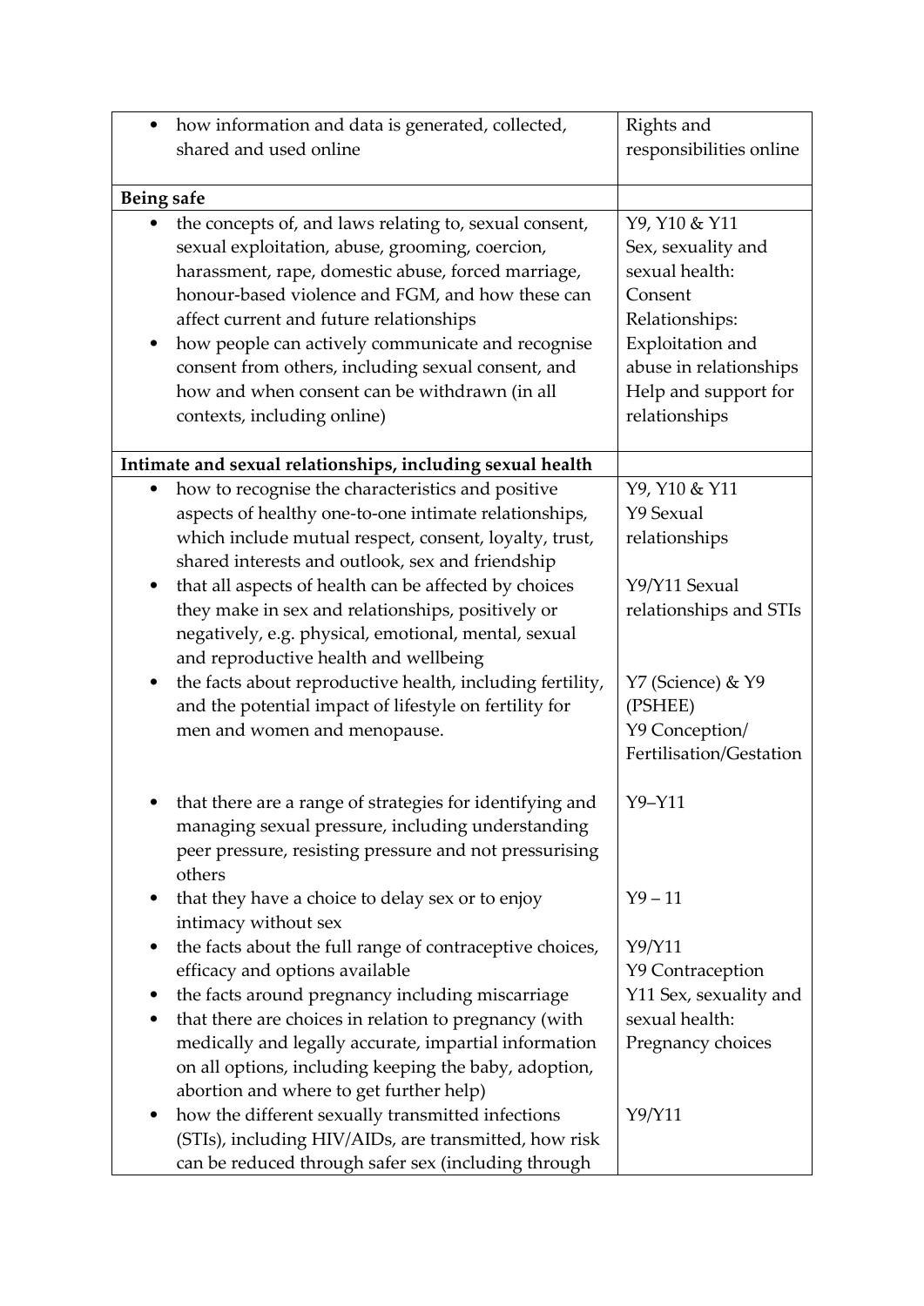| | |
|---|---|
| • how information and data is generated, collected, shared and used online | Rights and responsibilities online |
| **Being safe** | |
| • the concepts of, and laws relating to, sexual consent, sexual exploitation, abuse, grooming, coercion, harassment, rape, domestic abuse, forced marriage, honour-based violence and FGM, and how these can affect current and future relationships<br>• how people can actively communicate and recognise consent from others, including sexual consent, and how and when consent can be withdrawn (in all contexts, including online) | Y9, Y10 & Y11<br>Sex, sexuality and sexual health: Consent<br>Relationships: Exploitation and abuse in relationships<br>Help and support for relationships |
| **Intimate and sexual relationships, including sexual health** | |
| • how to recognise the characteristics and positive aspects of healthy one-to-one intimate relationships, which include mutual respect, consent, loyalty, trust, shared interests and outlook, sex and friendship | Y9, Y10 & Y11<br>Y9 Sexual relationships |
| • that all aspects of health can be affected by choices they make in sex and relationships, positively or negatively, e.g. physical, emotional, mental, sexual and reproductive health and wellbeing | Y9/Y11 Sexual relationships and STIs |
| • the facts about reproductive health, including fertility, and the potential impact of lifestyle on fertility for men and women and menopause. | Y7 (Science) & Y9 (PSHEE)<br>Y9 Conception/ Fertilisation/Gestation |
| • that there are a range of strategies for identifying and managing sexual pressure, including understanding peer pressure, resisting pressure and not pressurising others | Y9–Y11 |
| • that they have a choice to delay sex or to enjoy intimacy without sex | Y9 – 11 |
| • the facts about the full range of contraceptive choices, efficacy and options available<br>• the facts around pregnancy including miscarriage<br>• that there are choices in relation to pregnancy (with medically and legally accurate, impartial information on all options, including keeping the baby, adoption, abortion and where to get further help) | Y9/Y11<br>Y9 Contraception<br>Y11 Sex, sexuality and sexual health: Pregnancy choices |
| • how the different sexually transmitted infections (STIs), including HIV/AIDs, are transmitted, how risk can be reduced through safer sex (including through | Y9/Y11 |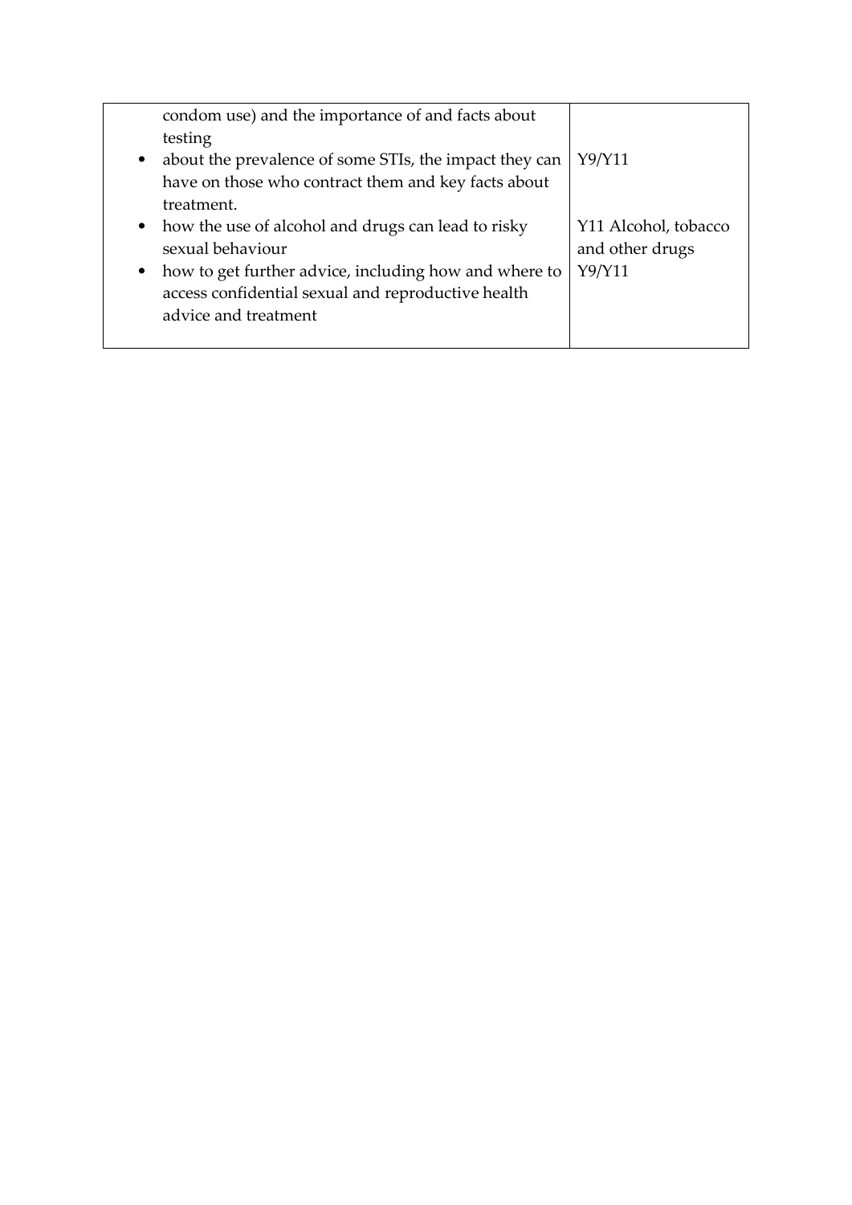| | |
|---|---|
| condom use) and the importance of and facts about testing<br>• about the prevalence of some STIs, the impact they can have on those who contract them and key facts about treatment. | Y9/Y11 |
| • how the use of alcohol and drugs can lead to risky sexual behaviour | Y11 Alcohol, tobacco and other drugs |
| • how to get further advice, including how and where to access confidential sexual and reproductive health advice and treatment | Y9/Y11 |